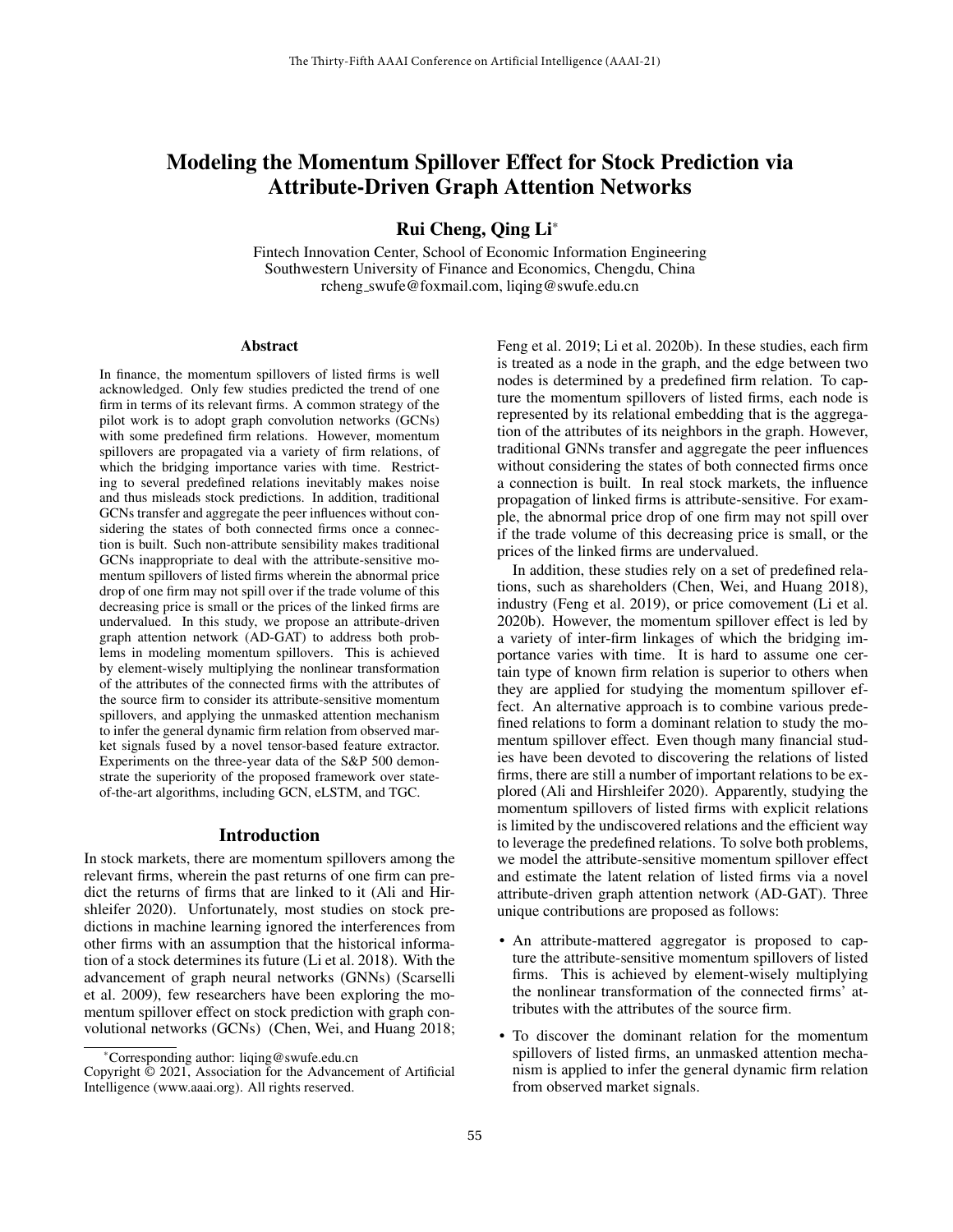# Modeling the Momentum Spillover Effect for Stock Prediction via Attribute-Driven Graph Attention Networks

**Rui Cheng, Qing Li***

Fintech Innovation Center, School of Economic Information Engineering
Southwestern University of Finance and Economics, Chengdu, China
rcheng_swufe@foxmail.com, liqing@swufe.edu.cn

## Abstract

In finance, the momentum spillovers of listed firms is well acknowledged. Only few studies predicted the trend of one firm in terms of its relevant firms. A common strategy of the pilot work is to adopt graph convolution networks (GCNs) with some predefined firm relations. However, momentum spillovers are propagated via a variety of firm relations, of which the bridging importance varies with time. Restricting to several predefined relations inevitably makes noise and thus misleads stock predictions. In addition, traditional GCNs transfer and aggregate the peer influences without considering the states of both connected firms once a connection is built. Such non-attribute sensibility makes traditional GCNs inappropriate to deal with the attribute-sensitive momentum spillovers of listed firms wherein the abnormal price drop of one firm may not spill over if the trade volume of this decreasing price is small or the prices of the linked firms are undervalued. In this study, we propose an attribute-driven graph attention network (AD-GAT) to address both problems in modeling momentum spillovers. This is achieved by element-wisely multiplying the nonlinear transformation of the attributes of the connected firms with the attributes of the source firm to consider its attribute-sensitive momentum spillovers, and applying the unmasked attention mechanism to infer the general dynamic firm relation from observed market signals fused by a novel tensor-based feature extractor. Experiments on the three-year data of the S&P 500 demonstrate the superiority of the proposed framework over state-of-the-art algorithms, including GCN, eLSTM, and TGC.

## Introduction

In stock markets, there are momentum spillovers among the relevant firms, wherein the past returns of one firm can predict the returns of firms that are linked to it (Ali and Hirshleifer 2020). Unfortunately, most studies on stock predictions in machine learning ignored the interferences from other firms with an assumption that the historical information of a stock determines its future (Li et al. 2018). With the advancement of graph neural networks (GNNs) (Scarselli et al. 2009), few researchers have been exploring the momentum spillover effect on stock prediction with graph convolutional networks (GCNs) (Chen, Wei, and Huang 2018; Feng et al. 2019; Li et al. 2020b). In these studies, each firm is treated as a node in the graph, and the edge between two nodes is determined by a predefined firm relation. To capture the momentum spillovers of listed firms, each node is represented by its relational embedding that is the aggregation of the attributes of its neighbors in the graph. However, traditional GNNs transfer and aggregate the peer influences without considering the states of both connected firms once a connection is built. In real stock markets, the influence propagation of linked firms is attribute-sensitive. For example, the abnormal price drop of one firm may not spill over if the trade volume of this decreasing price is small, or the prices of the linked firms are undervalued.

In addition, these studies rely on a set of predefined relations, such as shareholders (Chen, Wei, and Huang 2018), industry (Feng et al. 2019), or price comovement (Li et al. 2020b). However, the momentum spillover effect is led by a variety of inter-firm linkages of which the bridging importance varies with time. It is hard to assume one certain type of known firm relation is superior to others when they are applied for studying the momentum spillover effect. An alternative approach is to combine various predefined relations to form a dominant relation to study the momentum spillover effect. Even though many financial studies have been devoted to discovering the relations of listed firms, there are still a number of important relations to be explored (Ali and Hirshleifer 2020). Apparently, studying the momentum spillovers of listed firms with explicit relations is limited by the undiscovered relations and the efficient way to leverage the predefined relations. To solve both problems, we model the attribute-sensitive momentum spillover effect and estimate the latent relation of listed firms via a novel attribute-driven graph attention network (AD-GAT). Three unique contributions are proposed as follows:

- An attribute-mattered aggregator is proposed to capture the attribute-sensitive momentum spillovers of listed firms. This is achieved by element-wisely multiplying the nonlinear transformation of the connected firms' attributes with the attributes of the source firm.
- To discover the dominant relation for the momentum spillovers of listed firms, an unmasked attention mechanism is applied to infer the general dynamic firm relation from observed market signals.

*Corresponding author: liqing@swufe.edu.cn
Copyright © 2021, Association for the Advancement of Artificial Intelligence (www.aaai.org). All rights reserved.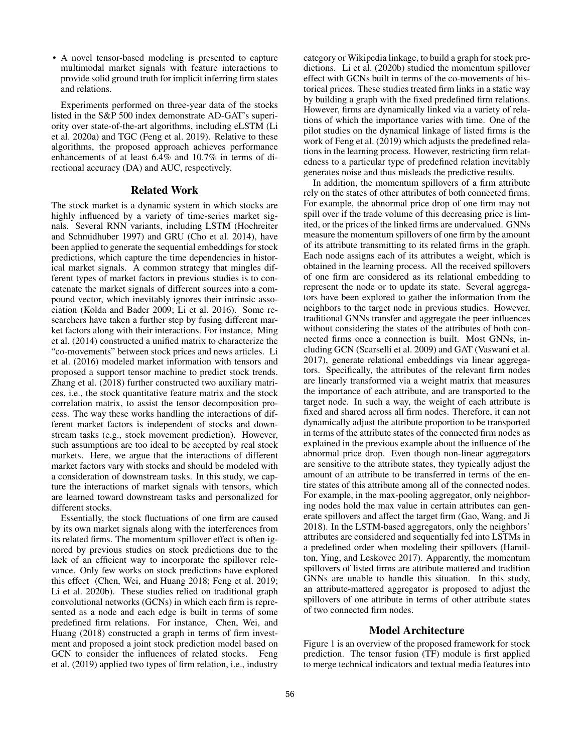- A novel tensor-based modeling is presented to capture multimodal market signals with feature interactions to provide solid ground truth for implicit inferring firm states and relations.

Experiments performed on three-year data of the stocks listed in the S&P 500 index demonstrate AD-GAT's superiority over state-of-the-art algorithms, including eLSTM (Li et al. 2020a) and TGC (Feng et al. 2019). Relative to these algorithms, the proposed approach achieves performance enhancements of at least 6.4% and 10.7% in terms of directional accuracy (DA) and AUC, respectively.

## Related Work

The stock market is a dynamic system in which stocks are highly influenced by a variety of time-series market signals. Several RNN variants, including LSTM (Hochreiter and Schmidhuber 1997) and GRU (Cho et al. 2014), have been applied to generate the sequential embeddings for stock predictions, which capture the time dependencies in historical market signals. A common strategy that mingles different types of market factors in previous studies is to concatenate the market signals of different sources into a compound vector, which inevitably ignores their intrinsic association (Kolda and Bader 2009; Li et al. 2016). Some researchers have taken a further step by fusing different market factors along with their interactions. For instance, Ming et al. (2014) constructed a unified matrix to characterize the "co-movements" between stock prices and news articles. Li et al. (2016) modeled market information with tensors and proposed a support tensor machine to predict stock trends. Zhang et al. (2018) further constructed two auxiliary matrices, i.e., the stock quantitative feature matrix and the stock correlation matrix, to assist the tensor decomposition process. The way these works handling the interactions of different market factors is independent of stocks and downstream tasks (e.g., stock movement prediction). However, such assumptions are too ideal to be accepted by real stock markets. Here, we argue that the interactions of different market factors vary with stocks and should be modeled with a consideration of downstream tasks. In this study, we capture the interactions of market signals with tensors, which are learned toward downstream tasks and personalized for different stocks.

Essentially, the stock fluctuations of one firm are caused by its own market signals along with the interferences from its related firms. The momentum spillover effect is often ignored by previous studies on stock predictions due to the lack of an efficient way to incorporate the spillover relevance. Only few works on stock predictions have explored this effect (Chen, Wei, and Huang 2018; Feng et al. 2019; Li et al. 2020b). These studies relied on traditional graph convolutional networks (GCNs) in which each firm is represented as a node and each edge is built in terms of some predefined firm relations. For instance, Chen, Wei, and Huang (2018) constructed a graph in terms of firm investment and proposed a joint stock prediction model based on GCN to consider the influences of related stocks. Feng et al. (2019) applied two types of firm relation, i.e., industry category or Wikipedia linkage, to build a graph for stock predictions. Li et al. (2020b) studied the momentum spillover effect with GCNs built in terms of the co-movements of historical prices. These studies treated firm links in a static way by building a graph with the fixed predefined firm relations. However, firms are dynamically linked via a variety of relations of which the importance varies with time. One of the pilot studies on the dynamical linkage of listed firms is the work of Feng et al. (2019) which adjusts the predefined relations in the learning process. However, restricting firm relatedness to a particular type of predefined relation inevitably generates noise and thus misleads the predictive results.

In addition, the momentum spillovers of a firm attribute rely on the states of other attributes of both connected firms. For example, the abnormal price drop of one firm may not spill over if the trade volume of this decreasing price is limited, or the prices of the linked firms are undervalued. GNNs measure the momentum spillovers of one firm by the amount of its attribute transmitting to its related firms in the graph. Each node assigns each of its attributes a weight, which is obtained in the learning process. All the received spillovers of one firm are considered as its relational embedding to represent the node or to update its state. Several aggregators have been explored to gather the information from the neighbors to the target node in previous studies. However, traditional GNNs transfer and aggregate the peer influences without considering the states of the attributes of both connected firms once a connection is built. Most GNNs, including GCN (Scarselli et al. 2009) and GAT (Vaswani et al. 2017), generate relational embeddings via linear aggregators. Specifically, the attributes of the relevant firm nodes are linearly transformed via a weight matrix that measures the importance of each attribute, and are transported to the target node. In such a way, the weight of each attribute is fixed and shared across all firm nodes. Therefore, it can not dynamically adjust the attribute proportion to be transported in terms of the attribute states of the connected firm nodes as explained in the previous example about the influence of the abnormal price drop. Even though non-linear aggregators are sensitive to the attribute states, they typically adjust the amount of an attribute to be transferred in terms of the entire states of this attribute among all of the connected nodes. For example, in the max-pooling aggregator, only neighboring nodes hold the max value in certain attributes can generate spillovers and affect the target firm (Gao, Wang, and Ji 2018). In the LSTM-based aggregators, only the neighbors' attributes are considered and sequentially fed into LSTMs in a predefined order when modeling their spillovers (Hamilton, Ying, and Leskovec 2017). Apparently, the momentum spillovers of listed firms are attribute mattered and tradition GNNs are unable to handle this situation. In this study, an attribute-mattered aggregator is proposed to adjust the spillovers of one attribute in terms of other attribute states of two connected firm nodes.

## Model Architecture

Figure 1 is an overview of the proposed framework for stock prediction. The tensor fusion (TF) module is first applied to merge technical indicators and textual media features into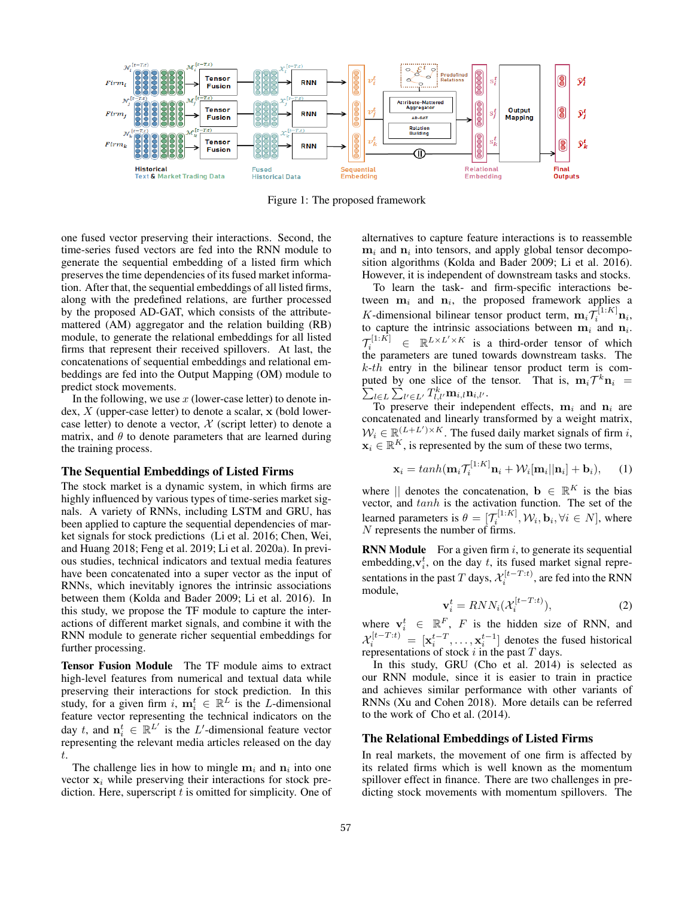Figure 1: The proposed framework

one fused vector preserving their interactions. Second, the time-series fused vectors are fed into the RNN module to generate the sequential embedding of a listed firm which preserves the time dependencies of its fused market information. After that, the sequential embeddings of all listed firms, along with the predefined relations, are further processed by the proposed AD-GAT, which consists of the attribute-mattered (AM) aggregator and the relation building (RB) module, to generate the relational embeddings for all listed firms that represent their received spillovers. At last, the concatenations of sequential embeddings and relational embeddings are fed into the Output Mapping (OM) module to predict stock movements.

In the following, we use $x$ (lower-case letter) to denote index, $X$ (upper-case letter) to denote a scalar, $\mathbf{x}$ (bold lower-case letter) to denote a vector, $\mathcal{X}$ (script letter) to denote a matrix, and $\theta$ to denote parameters that are learned during the training process.

## The Sequential Embeddings of Listed Firms

The stock market is a dynamic system, in which firms are highly influenced by various types of time-series market signals. A variety of RNNs, including LSTM and GRU, has been applied to capture the sequential dependencies of market signals for stock predictions (Li et al. 2016; Chen, Wei, and Huang 2018; Feng et al. 2019; Li et al. 2020a). In previous studies, technical indicators and textual media features have been concatenated into a super vector as the input of RNNs, which inevitably ignores the intrinsic associations between them (Kolda and Bader 2009; Li et al. 2016). In this study, we propose the TF module to capture the interactions of different market signals, and combine it with the RNN module to generate richer sequential embeddings for further processing.

**Tensor Fusion Module** The TF module aims to extract high-level features from numerical and textual data while preserving their interactions for stock prediction. In this study, for a given firm $i$, $\mathbf{m}_i^t \in \mathbb{R}^L$ is the $L$-dimensional feature vector representing the technical indicators on the day $t$, and $\mathbf{n}_i^t \in \mathbb{R}^{L'}$ is the $L'$-dimensional feature vector representing the relevant media articles released on the day $t$.

The challenge lies in how to mingle $\mathbf{m}_i$ and $\mathbf{n}_i$ into one vector $\mathbf{x}_i$ while preserving their interactions for stock prediction. Here, superscript $t$ is omitted for simplicity. One of alternatives to capture feature interactions is to reassemble $\mathbf{m}_i$ and $\mathbf{n}_i$ into tensors, and apply global tensor decomposition algorithms (Kolda and Bader 2009; Li et al. 2016). However, it is independent of downstream tasks and stocks.

To learn the task- and firm-specific interactions between $\mathbf{m}_i$ and $\mathbf{n}_i$, the proposed framework applies a $K$-dimensional bilinear tensor product term, $\mathbf{m}_i \mathcal{T}_i^{[1:K]} \mathbf{n}_i$, to capture the intrinsic associations between $\mathbf{m}_i$ and $\mathbf{n}_i$. $\mathcal{T}_i^{[1:K]} \in \mathbb{R}^{L \times L' \times K}$ is a third-order tensor of which the parameters are tuned towards downstream tasks. The $k$-$th$ entry in the bilinear tensor product term is computed by one slice of the tensor. That is, $\mathbf{m}_i \mathcal{T}^k \mathbf{n}_i = \sum_{l \in L} \sum_{l' \in L'} T_{l,l'}^k \mathbf{m}_{i,l} \mathbf{n}_{i,l'}$.

To preserve their independent effects, $\mathbf{m}_i$ and $\mathbf{n}_i$ are concatenated and linearly transformed by a weight matrix, $\mathcal{W}_i \in \mathbb{R}^{(L+L') \times K}$. The fused daily market signals of firm $i$, $\mathbf{x}_i \in \mathbb{R}^K$, is represented by the sum of these two terms,

$$\mathbf{x}_i = tanh(\mathbf{m}_i \mathcal{T}_i^{[1:K]} \mathbf{n}_i + \mathcal{W}_i [\mathbf{m}_i || \mathbf{n}_i] + \mathbf{b}_i), \quad (1)$$

where $||$ denotes the concatenation, $\mathbf{b} \in \mathbb{R}^K$ is the bias vector, and $tanh$ is the activation function. The set of the learned parameters is $\theta = [\mathcal{T}_i^{[1:K]}, \mathcal{W}_i, \mathbf{b}_i, \forall i \in N]$, where $N$ represents the number of firms.

**RNN Module** For a given firm $i$, to generate its sequential embedding, $\mathbf{v}_i^t$, on the day $t$, its fused market signal representations in the past $T$ days, $\mathcal{X}_i^{[t-T:t)}$, are fed into the RNN module,

$$\mathbf{v}_i^t = RNN_i(\mathcal{X}_i^{[t-T:t)}), \quad (2)$$

where $\mathbf{v}_i^t \in \mathbb{R}^F$, $F$ is the hidden size of RNN, and $\mathcal{X}_i^{[t-T:t)} = [\mathbf{x}_i^{t-T}, \ldots, \mathbf{x}_i^{t-1}]$ denotes the fused historical representations of stock $i$ in the past $T$ days.

In this study, GRU (Cho et al. 2014) is selected as our RNN module, since it is easier to train in practice and achieves similar performance with other variants of RNNs (Xu and Cohen 2018). More details can be referred to the work of Cho et al. (2014).

## The Relational Embeddings of Listed Firms

In real markets, the movement of one firm is affected by its related firms which is well known as the momentum spillover effect in finance. There are two challenges in predicting stock movements with momentum spillovers. The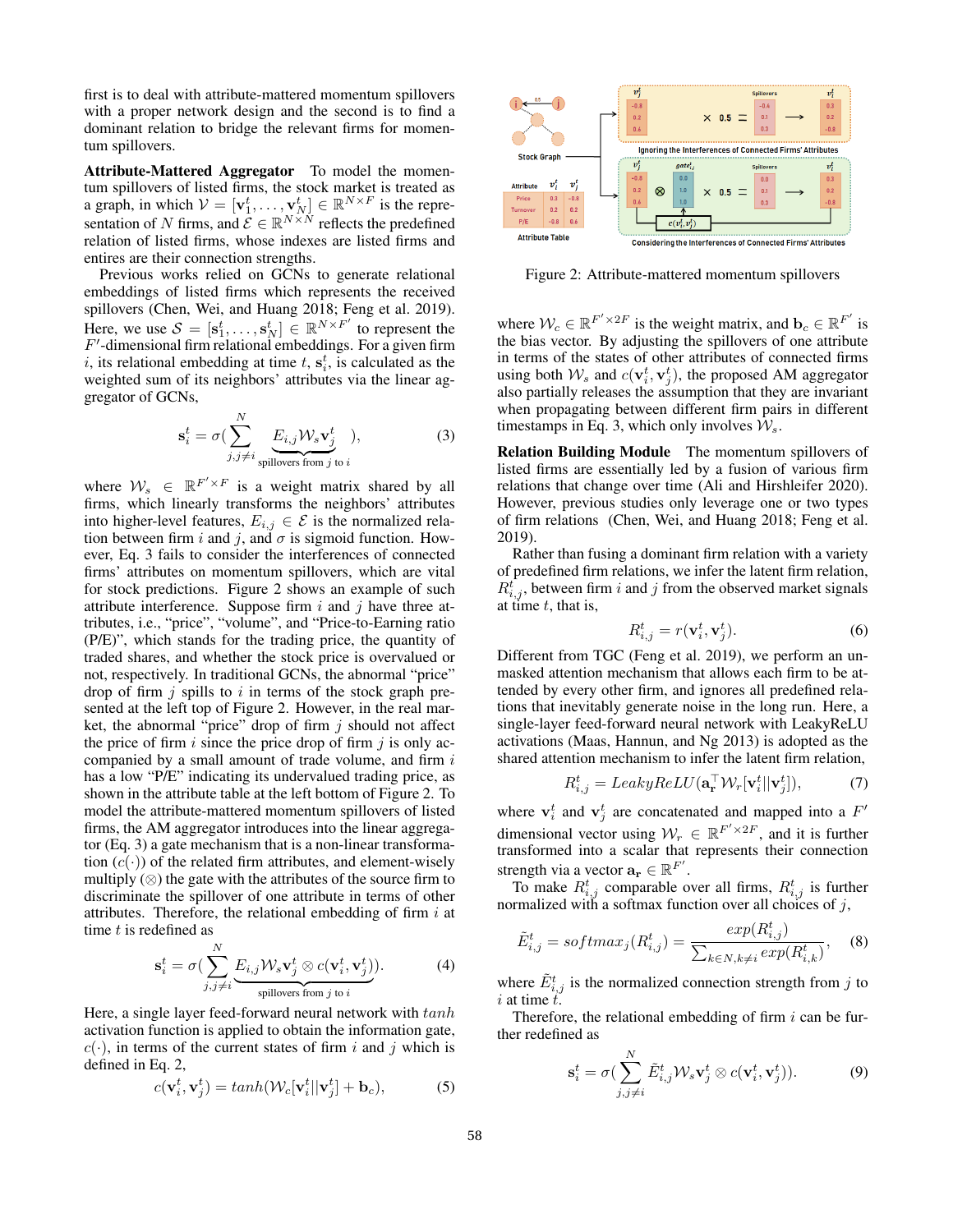first is to deal with attribute-mattered momentum spillovers with a proper network design and the second is to find a dominant relation to bridge the relevant firms for momentum spillovers.

**Attribute-Mattered Aggregator** To model the momentum spillovers of listed firms, the stock market is treated as a graph, in which $\mathcal{V} = [\mathbf{v}_1^t, \ldots, \mathbf{v}_N^t] \in \mathbb{R}^{N \times F}$ is the representation of $N$ firms, and $\mathcal{E} \in \mathbb{R}^{N \times N}$ reflects the predefined relation of listed firms, whose indexes are listed firms and entires are their connection strengths.

Previous works relied on GCNs to generate relational embeddings of listed firms which represents the received spillovers (Chen, Wei, and Huang 2018; Feng et al. 2019). Here, we use $\mathcal{S} = [\mathbf{s}_1^t, \ldots, \mathbf{s}_N^t] \in \mathbb{R}^{N \times F'}$ to represent the $F'$-dimensional firm relational embeddings. For a given firm $i$, its relational embedding at time $t$, $\mathbf{s}_i^t$, is calculated as the weighted sum of its neighbors' attributes via the linear aggregator of GCNs,

$$\mathbf{s}_i^t = \sigma(\sum_{j, j \neq i}^{N} \underbrace{E_{i,j} \mathcal{W}_s \mathbf{v}_j^t}_{\text{spillovers from } j \text{ to } i}), \tag{3}$$

where $\mathcal{W}_s \in \mathbb{R}^{F' \times F}$ is a weight matrix shared by all firms, which linearly transforms the neighbors' attributes into higher-level features, $E_{i,j} \in \mathcal{E}$ is the normalized relation between firm $i$ and $j$, and $\sigma$ is sigmoid function. However, Eq. 3 fails to consider the interferences of connected firms' attributes on momentum spillovers, which are vital for stock predictions. Figure 2 shows an example of such attribute interference. Suppose firm $i$ and $j$ have three attributes, i.e., "price", "volume", and "Price-to-Earning ratio (P/E)", which stands for the trading price, the quantity of traded shares, and whether the stock price is overvalued or not, respectively. In traditional GCNs, the abnormal "price" drop of firm $j$ spills to $i$ in terms of the stock graph presented at the left top of Figure 2. However, in the real market, the abnormal "price" drop of firm $j$ should not affect the price of firm $i$ since the price drop of firm $j$ is only accompanied by a small amount of trade volume, and firm $i$ has a low "P/E" indicating its undervalued trading price, as shown in the attribute table at the left bottom of Figure 2. To model the attribute-mattered momentum spillovers of listed firms, the AM aggregator introduces into the linear aggregator (Eq. 3) a gate mechanism that is a non-linear transformation ($c(\cdot)$) of the related firm attributes, and element-wisely multiply ($\otimes$) the gate with the attributes of the source firm to discriminate the spillover of one attribute in terms of other attributes. Therefore, the relational embedding of firm $i$ at time $t$ is redefined as

$$\mathbf{s}_i^t = \sigma(\sum_{j, j \neq i}^{N} \underbrace{E_{i,j} \mathcal{W}_s \mathbf{v}_j^t \otimes c(\mathbf{v}_i^t, \mathbf{v}_j^t)}_{\text{spillovers from } j \text{ to } i}). \tag{4}$$

Here, a single layer feed-forward neural network with $tanh$ activation function is applied to obtain the information gate, $c(\cdot)$, in terms of the current states of firm $i$ and $j$ which is defined in Eq. 2,

$$c(\mathbf{v}_i^t, \mathbf{v}_j^t) = tanh(\mathcal{W}_c[\mathbf{v}_i^t || \mathbf{v}_j^t] + \mathbf{b}_c), \tag{5}$$

Figure 2: Attribute-mattered momentum spillovers

where $\mathcal{W}_c \in \mathbb{R}^{F' \times 2F}$ is the weight matrix, and $\mathbf{b}_c \in \mathbb{R}^{F'}$ is the bias vector. By adjusting the spillovers of one attribute in terms of the states of other attributes of connected firms using both $\mathcal{W}_s$ and $c(\mathbf{v}_i^t, \mathbf{v}_j^t)$, the proposed AM aggregator also partially releases the assumption that they are invariant when propagating between different firm pairs in different timestamps in Eq. 3, which only involves $\mathcal{W}_s$.

**Relation Building Module** The momentum spillovers of listed firms are essentially led by a fusion of various firm relations that change over time (Ali and Hirshleifer 2020). However, previous studies only leverage one or two types of firm relations (Chen, Wei, and Huang 2018; Feng et al. 2019).

Rather than fusing a dominant firm relation with a variety of predefined firm relations, we infer the latent firm relation, $R_{i,j}^t$, between firm $i$ and $j$ from the observed market signals at time $t$, that is,

$$R_{i,j}^t = r(\mathbf{v}_i^t, \mathbf{v}_j^t). \tag{6}$$

Different from TGC (Feng et al. 2019), we perform an unmasked attention mechanism that allows each firm to be attended by every other firm, and ignores all predefined relations that inevitably generate noise in the long run. Here, a single-layer feed-forward neural network with LeakyReLU activations (Maas, Hannun, and Ng 2013) is adopted as the shared attention mechanism to infer the latent firm relation,

$$R_{i,j}^t = LeakyReLU(\mathbf{a}_\mathbf{r}^\top \mathcal{W}_r[\mathbf{v}_i^t || \mathbf{v}_j^t]), \tag{7}$$

where $\mathbf{v}_i^t$ and $\mathbf{v}_j^t$ are concatenated and mapped into a $F'$ dimensional vector using $\mathcal{W}_r \in \mathbb{R}^{F' \times 2F}$, and it is further transformed into a scalar that represents their connection strength via a vector $\mathbf{a}_\mathbf{r} \in \mathbb{R}^{F'}$.

To make $R_{i,j}^t$ comparable over all firms, $R_{i,j}^t$ is further normalized with a softmax function over all choices of $j$,

$$\tilde{E}_{i,j}^t = softmax_j(R_{i,j}^t) = \frac{exp(R_{i,j}^t)}{\sum_{k \in N, k \neq i} exp(R_{i,k}^t)}, \tag{8}$$

where $\tilde{E}_{i,j}^t$ is the normalized connection strength from $j$ to $i$ at time $t$.

Therefore, the relational embedding of firm $i$ can be further redefined as

$$\mathbf{s}_i^t = \sigma(\sum_{j, j \neq i}^{N} \tilde{E}_{i,j}^t \mathcal{W}_s \mathbf{v}_j^t \otimes c(\mathbf{v}_i^t, \mathbf{v}_j^t)). \tag{9}$$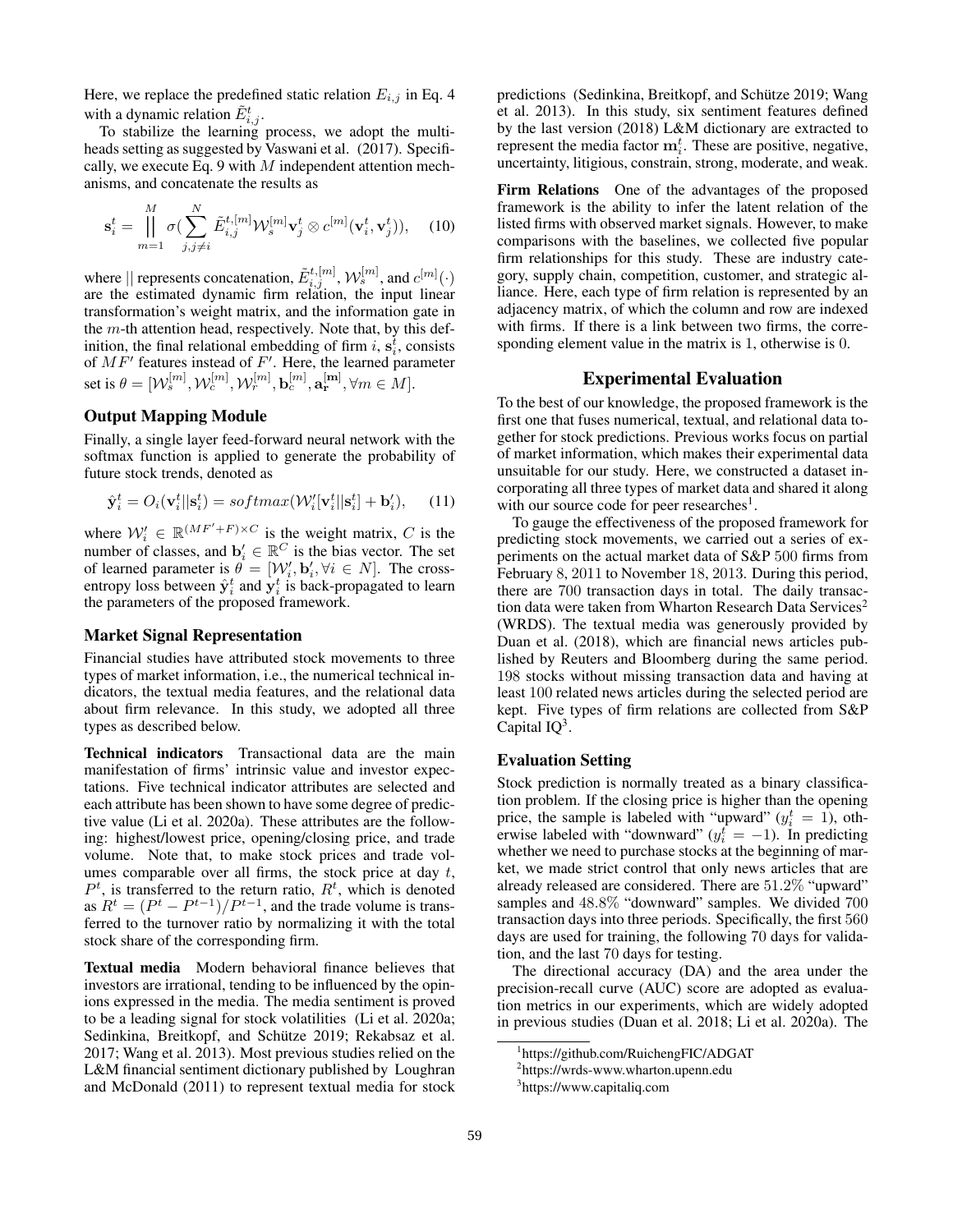Here, we replace the predefined static relation $E_{i,j}$ in Eq. 4 with a dynamic relation $\tilde{E}^t_{i,j}$.

To stabilize the learning process, we adopt the multi-heads setting as suggested by Vaswani et al. (2017). Specifically, we execute Eq. 9 with $M$ independent attention mechanisms, and concatenate the results as

$$\mathbf{s}^t_i = \Big\Vert_{m=1}^{M} \sigma\Big(\sum_{j,j\neq i}^{N} \tilde{E}^{t,[m]}_{i,j} \mathcal{W}^{[m]}_s \mathbf{v}^t_j \otimes c^{[m]}(\mathbf{v}^t_i, \mathbf{v}^t_j)\Big), \quad (10)$$

where $||$ represents concatenation, $\tilde{E}^{t,[m]}_{i,j}$, $\mathcal{W}^{[m]}_s$, and $c^{[m]}(\cdot)$ are the estimated dynamic firm relation, the input linear transformation's weight matrix, and the information gate in the $m$-th attention head, respectively. Note that, by this definition, the final relational embedding of firm $i$, $\mathbf{s}^t_i$, consists of $MF'$ features instead of $F'$. Here, the learned parameter set is $\theta = [\mathcal{W}^{[m]}_s, \mathcal{W}^{[m]}_c, \mathcal{W}^{[m]}_r, \mathbf{b}^{[m]}_c, \mathbf{a}^{[\mathbf{m}]}_{\mathbf{r}}, \forall m \in M]$.

### Output Mapping Module

Finally, a single layer feed-forward neural network with the softmax function is applied to generate the probability of future stock trends, denoted as

$$\hat{\mathbf{y}}^t_i = O_i(\mathbf{v}^t_i || \mathbf{s}^t_i) = softmax(\mathcal{W}'_i[\mathbf{v}^t_i || \mathbf{s}^t_i] + \mathbf{b}'_i), \quad (11)$$

where $\mathcal{W}'_i \in \mathbb{R}^{(MF'+F)\times C}$ is the weight matrix, $C$ is the number of classes, and $\mathbf{b}'_i \in \mathbb{R}^C$ is the bias vector. The set of learned parameter is $\theta = [\mathcal{W}'_i, \mathbf{b}'_i, \forall i \in N]$. The cross-entropy loss between $\hat{\mathbf{y}}^t_i$ and $\mathbf{y}^t_i$ is back-propagated to learn the parameters of the proposed framework.

### Market Signal Representation

Financial studies have attributed stock movements to three types of market information, i.e., the numerical technical indicators, the textual media features, and the relational data about firm relevance. In this study, we adopted all three types as described below.

**Technical indicators** Transactional data are the main manifestation of firms' intrinsic value and investor expectations. Five technical indicator attributes are selected and each attribute has been shown to have some degree of predictive value (Li et al. 2020a). These attributes are the following: highest/lowest price, opening/closing price, and trade volume. Note that, to make stock prices and trade volumes comparable over all firms, the stock price at day $t$, $P^t$, is transferred to the return ratio, $R^t$, which is denoted as $R^t = (P^t - P^{t-1})/P^{t-1}$, and the trade volume is transferred to the turnover ratio by normalizing it with the total stock share of the corresponding firm.

**Textual media** Modern behavioral finance believes that investors are irrational, tending to be influenced by the opinions expressed in the media. The media sentiment is proved to be a leading signal for stock volatilities (Li et al. 2020a; Sedinkina, Breitkopf, and Schütze 2019; Rekabsaz et al. 2017; Wang et al. 2013). Most previous studies relied on the L&M financial sentiment dictionary published by Loughran and McDonald (2011) to represent textual media for stock predictions (Sedinkina, Breitkopf, and Schütze 2019; Wang et al. 2013). In this study, six sentiment features defined by the last version (2018) L&M dictionary are extracted to represent the media factor $\mathbf{m}^t_i$. These are positive, negative, uncertainty, litigious, constrain, strong, moderate, and weak.

**Firm Relations** One of the advantages of the proposed framework is the ability to infer the latent relation of the listed firms with observed market signals. However, to make comparisons with the baselines, we collected five popular firm relationships for this study. These are industry category, supply chain, competition, customer, and strategic alliance. Here, each type of firm relation is represented by an adjacency matrix, of which the column and row are indexed with firms. If there is a link between two firms, the corresponding element value in the matrix is 1, otherwise is 0.

## Experimental Evaluation

To the best of our knowledge, the proposed framework is the first one that fuses numerical, textual, and relational data together for stock predictions. Previous works focus on partial of market information, which makes their experimental data unsuitable for our study. Here, we constructed a dataset incorporating all three types of market data and shared it along with our source code for peer researches[1].

To gauge the effectiveness of the proposed framework for predicting stock movements, we carried out a series of experiments on the actual market data of S&P 500 firms from February 8, 2011 to November 18, 2013. During this period, there are 700 transaction days in total. The daily transaction data were taken from Wharton Research Data Services[2] (WRDS). The textual media was generously provided by Duan et al. (2018), which are financial news articles published by Reuters and Bloomberg during the same period. 198 stocks without missing transaction data and having at least 100 related news articles during the selected period are kept. Five types of firm relations are collected from S&P Capital IQ[3].

### Evaluation Setting

Stock prediction is normally treated as a binary classification problem. If the closing price is higher than the opening price, the sample is labeled with "upward" ($y^t_i = 1$), otherwise labeled with "downward" ($y^t_i = -1$). In predicting whether we need to purchase stocks at the beginning of market, we made strict control that only news articles that are already released are considered. There are 51.2% "upward" samples and 48.8% "downward" samples. We divided 700 transaction days into three periods. Specifically, the first 560 days are used for training, the following 70 days for validation, and the last 70 days for testing.

The directional accuracy (DA) and the area under the precision-recall curve (AUC) score are adopted as evaluation metrics in our experiments, which are widely adopted in previous studies (Duan et al. 2018; Li et al. 2020a). The

[1] https://github.com/RuichengFIC/ADGAT

[2] https://wrds-www.wharton.upenn.edu

[3] https://www.capitaliq.com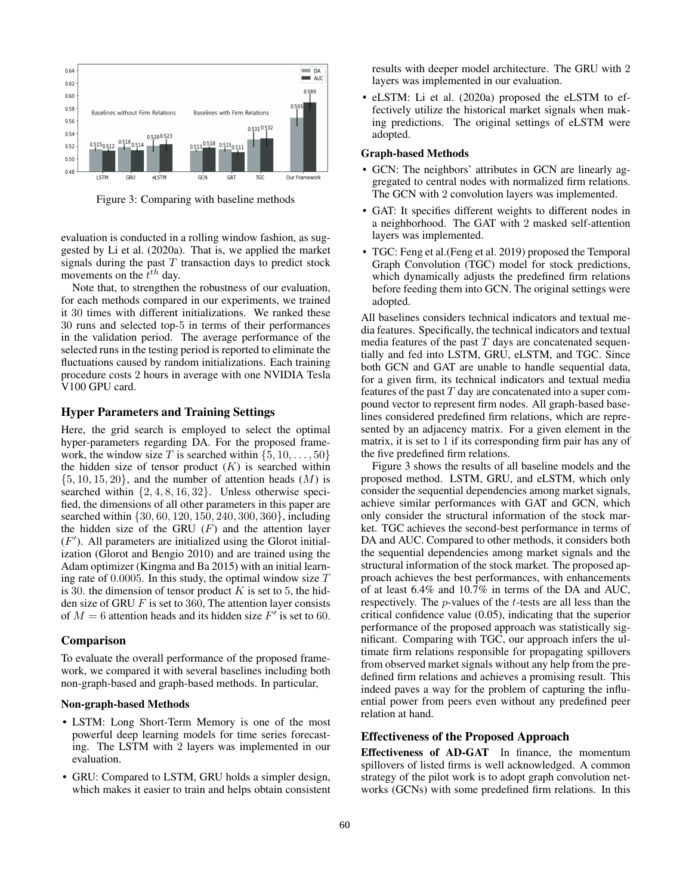Figure 3: Comparing with baseline methods

evaluation is conducted in a rolling window fashion, as suggested by Li et al. (2020a). That is, we applied the market signals during the past $T$ transaction days to predict stock movements on the $t^{th}$ day.

Note that, to strengthen the robustness of our evaluation, for each methods compared in our experiments, we trained it 30 times with different initializations. We ranked these 30 runs and selected top-5 in terms of their performances in the validation period. The average performance of the selected runs in the testing period is reported to eliminate the fluctuations caused by random initializations. Each training procedure costs 2 hours in average with one NVIDIA Tesla V100 GPU card.

## Hyper Parameters and Training Settings

Here, the grid search is employed to select the optimal hyper-parameters regarding DA. For the proposed framework, the window size $T$ is searched within $\{5, 10, \ldots, 50\}$ the hidden size of tensor product ($K$) is searched within $\{5, 10, 15, 20\}$, and the number of attention heads ($M$) is searched within $\{2, 4, 8, 16, 32\}$. Unless otherwise specified, the dimensions of all other parameters in this paper are searched within $\{30, 60, 120, 150, 240, 300, 360\}$, including the hidden size of the GRU ($F$) and the attention layer ($F'$). All parameters are initialized using the Glorot initialization (Glorot and Bengio 2010) and are trained using the Adam optimizer (Kingma and Ba 2015) with an initial learning rate of $0.0005$. In this study, the optimal window size $T$ is 30. the dimension of tensor product $K$ is set to 5, the hidden size of GRU $F$ is set to 360, The attention layer consists of $M = 6$ attention heads and its hidden size $F'$ is set to 60.

## Comparison

To evaluate the overall performance of the proposed framework, we compared it with several baselines including both non-graph-based and graph-based methods. In particular,

### Non-graph-based Methods

- LSTM: Long Short-Term Memory is one of the most powerful deep learning models for time series forecasting. The LSTM with 2 layers was implemented in our evaluation.
- GRU: Compared to LSTM, GRU holds a simpler design, which makes it easier to train and helps obtain consistent results with deeper model architecture. The GRU with 2 layers was implemented in our evaluation.
- eLSTM: Li et al. (2020a) proposed the eLSTM to effectively utilize the historical market signals when making predictions. The original settings of eLSTM were adopted.

### Graph-based Methods

- GCN: The neighbors' attributes in GCN are linearly aggregated to central nodes with normalized firm relations. The GCN with 2 convolution layers was implemented.
- GAT: It specifies different weights to different nodes in a neighborhood. The GAT with 2 masked self-attention layers was implemented.
- TGC: Feng et al.(Feng et al. 2019) proposed the Temporal Graph Convolution (TGC) model for stock predictions, which dynamically adjusts the predefined firm relations before feeding them into GCN. The original settings were adopted.

All baselines considers technical indicators and textual media features. Specifically, the technical indicators and textual media features of the past $T$ days are concatenated sequentially and fed into LSTM, GRU, eLSTM, and TGC. Since both GCN and GAT are unable to handle sequential data, for a given firm, its technical indicators and textual media features of the past $T$ day are concatenated into a super compound vector to represent firm nodes. All graph-based baselines considered predefined firm relations, which are represented by an adjacency matrix. For a given element in the matrix, it is set to 1 if its corresponding firm pair has any of the five predefined firm relations.

Figure 3 shows the results of all baseline models and the proposed method. LSTM, GRU, and eLSTM, which only consider the sequential dependencies among market signals, achieve similar performances with GAT and GCN, which only consider the structural information of the stock market. TGC achieves the second-best performance in terms of DA and AUC. Compared to other methods, it considers both the sequential dependencies among market signals and the structural information of the stock market. The proposed approach achieves the best performances, with enhancements of at least 6.4% and 10.7% in terms of the DA and AUC, respectively. The $p$-values of the $t$-tests are all less than the critical confidence value (0.05), indicating that the superior performance of the proposed approach was statistically significant. Comparing with TGC, our approach infers the ultimate firm relations responsible for propagating spillovers from observed market signals without any help from the predefined firm relations and achieves a promising result. This indeed paves a way for the problem of capturing the influential power from peers even without any predefined peer relation at hand.

## Effectiveness of the Proposed Approach

**Effectiveness of AD-GAT** In finance, the momentum spillovers of listed firms is well acknowledged. A common strategy of the pilot work is to adopt graph convolution networks (GCNs) with some predefined firm relations. In this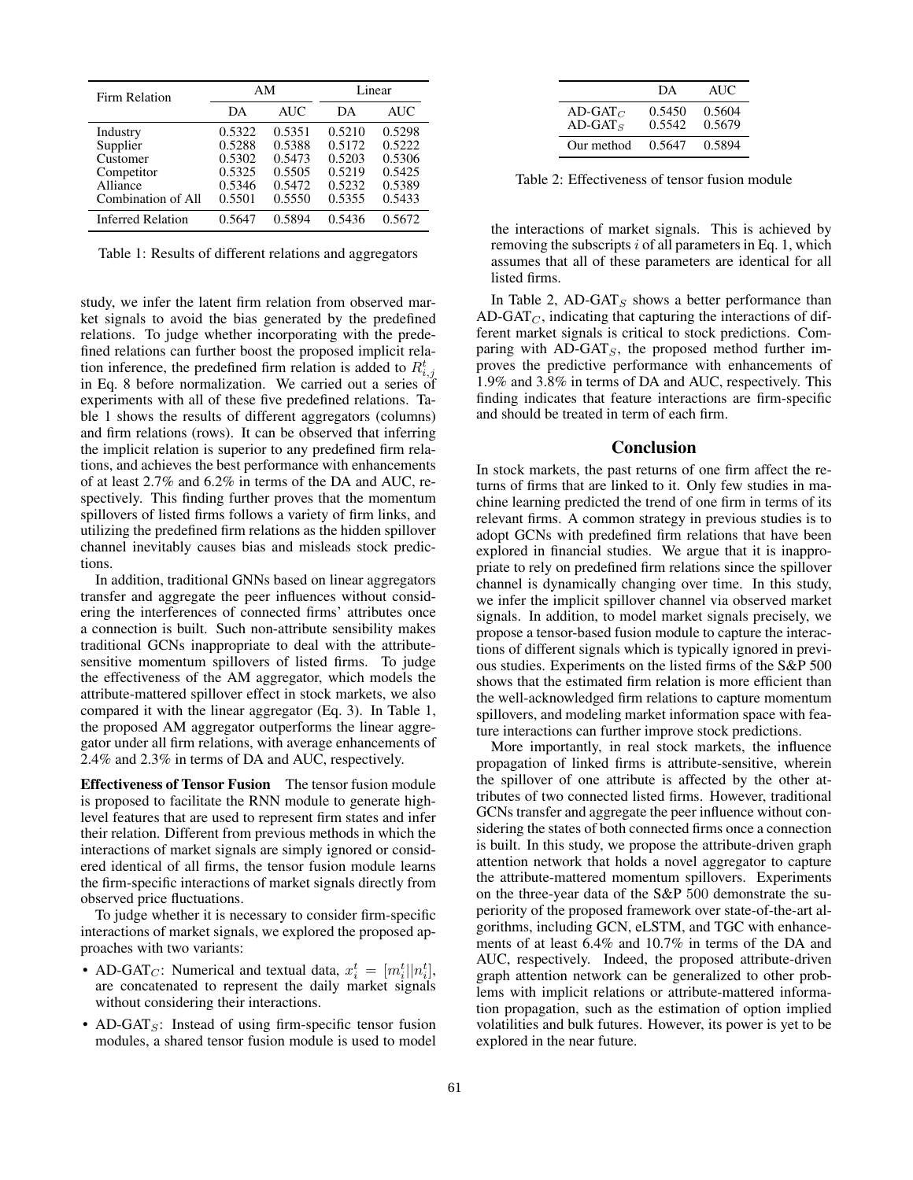| Firm Relation | AM | | Linear | |
|---|---|---|---|---|
| | DA | AUC | DA | AUC |
| Industry | 0.5322 | 0.5351 | 0.5210 | 0.5298 |
| Supplier | 0.5288 | 0.5388 | 0.5172 | 0.5222 |
| Customer | 0.5302 | 0.5473 | 0.5203 | 0.5306 |
| Competitor | 0.5325 | 0.5505 | 0.5219 | 0.5425 |
| Alliance | 0.5346 | 0.5472 | 0.5232 | 0.5389 |
| Combination of All | 0.5501 | 0.5550 | 0.5355 | 0.5433 |
| Inferred Relation | 0.5647 | 0.5894 | 0.5436 | 0.5672 |

Table 1: Results of different relations and aggregators

study, we infer the latent firm relation from observed market signals to avoid the bias generated by the predefined relations. To judge whether incorporating with the predefined relations can further boost the proposed implicit relation inference, the predefined firm relation is added to $R^t_{i,j}$ in Eq. 8 before normalization. We carried out a series of experiments with all of these five predefined relations. Table 1 shows the results of different aggregators (columns) and firm relations (rows). It can be observed that inferring the implicit relation is superior to any predefined firm relations, and achieves the best performance with enhancements of at least 2.7% and 6.2% in terms of the DA and AUC, respectively. This finding further proves that the momentum spillovers of listed firms follows a variety of firm links, and utilizing the predefined firm relations as the hidden spillover channel inevitably causes bias and misleads stock predictions.

In addition, traditional GNNs based on linear aggregators transfer and aggregate the peer influences without considering the interferences of connected firms' attributes once a connection is built. Such non-attribute sensibility makes traditional GCNs inappropriate to deal with the attribute-sensitive momentum spillovers of listed firms. To judge the effectiveness of the AM aggregator, which models the attribute-mattered spillover effect in stock markets, we also compared it with the linear aggregator (Eq. 3). In Table 1, the proposed AM aggregator outperforms the linear aggregator under all firm relations, with average enhancements of 2.4% and 2.3% in terms of DA and AUC, respectively.

**Effectiveness of Tensor Fusion** The tensor fusion module is proposed to facilitate the RNN module to generate high-level features that are used to represent firm states and infer their relation. Different from previous methods in which the interactions of market signals are simply ignored or considered identical of all firms, the tensor fusion module learns the firm-specific interactions of market signals directly from observed price fluctuations.

To judge whether it is necessary to consider firm-specific interactions of market signals, we explored the proposed approaches with two variants:

- AD-GAT$_C$: Numerical and textual data, $x_i^t = [m_i^t||n_i^t]$, are concatenated to represent the daily market signals without considering their interactions.
- AD-GAT$_S$: Instead of using firm-specific tensor fusion modules, a shared tensor fusion module is used to model the interactions of market signals. This is achieved by removing the subscripts $i$ of all parameters in Eq. 1, which assumes that all of these parameters are identical for all listed firms.

| | DA | AUC |
|---|---|---|
| AD-GAT$_C$ | 0.5450 | 0.5604 |
| AD-GAT$_S$ | 0.5542 | 0.5679 |
| Our method | 0.5647 | 0.5894 |

Table 2: Effectiveness of tensor fusion module

In Table 2, AD-GAT$_S$ shows a better performance than AD-GAT$_C$, indicating that capturing the interactions of different market signals is critical to stock predictions. Comparing with AD-GAT$_S$, the proposed method further improves the predictive performance with enhancements of 1.9% and 3.8% in terms of DA and AUC, respectively. This finding indicates that feature interactions are firm-specific and should be treated in term of each firm.

## Conclusion

In stock markets, the past returns of one firm affect the returns of firms that are linked to it. Only few studies in machine learning predicted the trend of one firm in terms of its relevant firms. A common strategy in previous studies is to adopt GCNs with predefined firm relations that have been explored in financial studies. We argue that it is inappropriate to rely on predefined firm relations since the spillover channel is dynamically changing over time. In this study, we infer the implicit spillover channel via observed market signals. In addition, to model market signals precisely, we propose a tensor-based fusion module to capture the interactions of different signals which is typically ignored in previous studies. Experiments on the listed firms of the S&P 500 shows that the estimated firm relation is more efficient than the well-acknowledged firm relations to capture momentum spillovers, and modeling market information space with feature interactions can further improve stock predictions.

More importantly, in real stock markets, the influence propagation of linked firms is attribute-sensitive, wherein the spillover of one attribute is affected by the other attributes of two connected listed firms. However, traditional GCNs transfer and aggregate the peer influence without considering the states of both connected firms once a connection is built. In this study, we propose the attribute-driven graph attention network that holds a novel aggregator to capture the attribute-mattered momentum spillovers. Experiments on the three-year data of the S&P 500 demonstrate the superiority of the proposed framework over state-of-the-art algorithms, including GCN, eLSTM, and TGC with enhancements of at least 6.4% and 10.7% in terms of the DA and AUC, respectively. Indeed, the proposed attribute-driven graph attention network can be generalized to other problems with implicit relations or attribute-mattered information propagation, such as the estimation of option implied volatilities and bulk futures. However, its power is yet to be explored in the near future.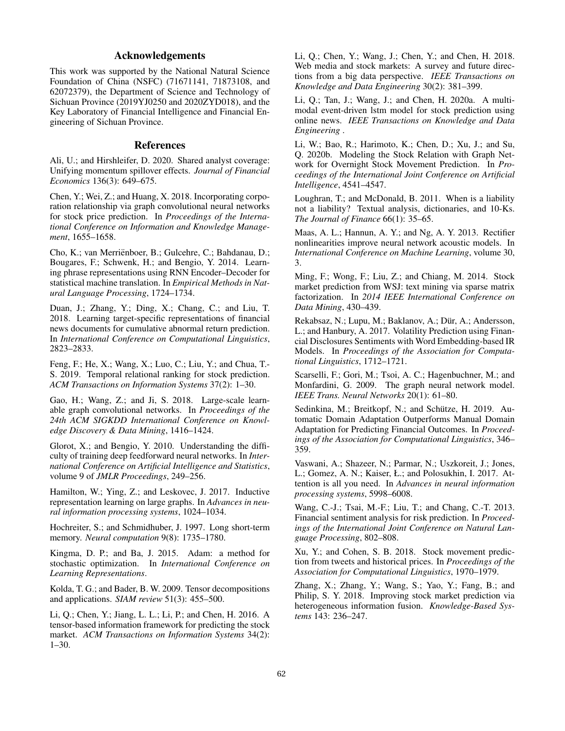## Acknowledgements

This work was supported by the National Natural Science Foundation of China (NSFC) (71671141, 71873108, and 62072379), the Department of Science and Technology of Sichuan Province (2019YJ0250 and 2020ZYD018), and the Key Laboratory of Financial Intelligence and Financial Engineering of Sichuan Province.

## References

Ali, U.; and Hirshleifer, D. 2020. Shared analyst coverage: Unifying momentum spillover effects. *Journal of Financial Economics* 136(3): 649–675.

Chen, Y.; Wei, Z.; and Huang, X. 2018. Incorporating corporation relationship via graph convolutional neural networks for stock price prediction. In *Proceedings of the International Conference on Information and Knowledge Management*, 1655–1658.

Cho, K.; van Merriënboer, B.; Gulcehre, C.; Bahdanau, D.; Bougares, F.; Schwenk, H.; and Bengio, Y. 2014. Learning phrase representations using RNN Encoder–Decoder for statistical machine translation. In *Empirical Methods in Natural Language Processing*, 1724–1734.

Duan, J.; Zhang, Y.; Ding, X.; Chang, C.; and Liu, T. 2018. Learning target-specific representations of financial news documents for cumulative abnormal return prediction. In *International Conference on Computational Linguistics*, 2823–2833.

Feng, F.; He, X.; Wang, X.; Luo, C.; Liu, Y.; and Chua, T.-S. 2019. Temporal relational ranking for stock prediction. *ACM Transactions on Information Systems* 37(2): 1–30.

Gao, H.; Wang, Z.; and Ji, S. 2018. Large-scale learnable graph convolutional networks. In *Proceedings of the 24th ACM SIGKDD International Conference on Knowledge Discovery & Data Mining*, 1416–1424.

Glorot, X.; and Bengio, Y. 2010. Understanding the difficulty of training deep feedforward neural networks. In *International Conference on Artificial Intelligence and Statistics*, volume 9 of *JMLR Proceedings*, 249–256.

Hamilton, W.; Ying, Z.; and Leskovec, J. 2017. Inductive representation learning on large graphs. In *Advances in neural information processing systems*, 1024–1034.

Hochreiter, S.; and Schmidhuber, J. 1997. Long short-term memory. *Neural computation* 9(8): 1735–1780.

Kingma, D. P.; and Ba, J. 2015. Adam: a method for stochastic optimization. In *International Conference on Learning Representations*.

Kolda, T. G.; and Bader, B. W. 2009. Tensor decompositions and applications. *SIAM review* 51(3): 455–500.

Li, Q.; Chen, Y.; Jiang, L. L.; Li, P.; and Chen, H. 2016. A tensor-based information framework for predicting the stock market. *ACM Transactions on Information Systems* 34(2): 1–30.

Li, Q.; Chen, Y.; Wang, J.; Chen, Y.; and Chen, H. 2018. Web media and stock markets: A survey and future directions from a big data perspective. *IEEE Transactions on Knowledge and Data Engineering* 30(2): 381–399.

Li, Q.; Tan, J.; Wang, J.; and Chen, H. 2020a. A multimodal event-driven lstm model for stock prediction using online news. *IEEE Transactions on Knowledge and Data Engineering* .

Li, W.; Bao, R.; Harimoto, K.; Chen, D.; Xu, J.; and Su, Q. 2020b. Modeling the Stock Relation with Graph Network for Overnight Stock Movement Prediction. In *Proceedings of the International Joint Conference on Artificial Intelligence*, 4541–4547.

Loughran, T.; and McDonald, B. 2011. When is a liability not a liability? Textual analysis, dictionaries, and 10-Ks. *The Journal of Finance* 66(1): 35–65.

Maas, A. L.; Hannun, A. Y.; and Ng, A. Y. 2013. Rectifier nonlinearities improve neural network acoustic models. In *International Conference on Machine Learning*, volume 30, 3.

Ming, F.; Wong, F.; Liu, Z.; and Chiang, M. 2014. Stock market prediction from WSJ: text mining via sparse matrix factorization. In *2014 IEEE International Conference on Data Mining*, 430–439.

Rekabsaz, N.; Lupu, M.; Baklanov, A.; Dür, A.; Andersson, L.; and Hanbury, A. 2017. Volatility Prediction using Financial Disclosures Sentiments with Word Embedding-based IR Models. In *Proceedings of the Association for Computational Linguistics*, 1712–1721.

Scarselli, F.; Gori, M.; Tsoi, A. C.; Hagenbuchner, M.; and Monfardini, G. 2009. The graph neural network model. *IEEE Trans. Neural Networks* 20(1): 61–80.

Sedinkina, M.; Breitkopf, N.; and Schütze, H. 2019. Automatic Domain Adaptation Outperforms Manual Domain Adaptation for Predicting Financial Outcomes. In *Proceedings of the Association for Computational Linguistics*, 346–359.

Vaswani, A.; Shazeer, N.; Parmar, N.; Uszkoreit, J.; Jones, L.; Gomez, A. N.; Kaiser, Ł.; and Polosukhin, I. 2017. Attention is all you need. In *Advances in neural information processing systems*, 5998–6008.

Wang, C.-J.; Tsai, M.-F.; Liu, T.; and Chang, C.-T. 2013. Financial sentiment analysis for risk prediction. In *Proceedings of the International Joint Conference on Natural Language Processing*, 802–808.

Xu, Y.; and Cohen, S. B. 2018. Stock movement prediction from tweets and historical prices. In *Proceedings of the Association for Computational Linguistics*, 1970–1979.

Zhang, X.; Zhang, Y.; Wang, S.; Yao, Y.; Fang, B.; and Philip, S. Y. 2018. Improving stock market prediction via heterogeneous information fusion. *Knowledge-Based Systems* 143: 236–247.